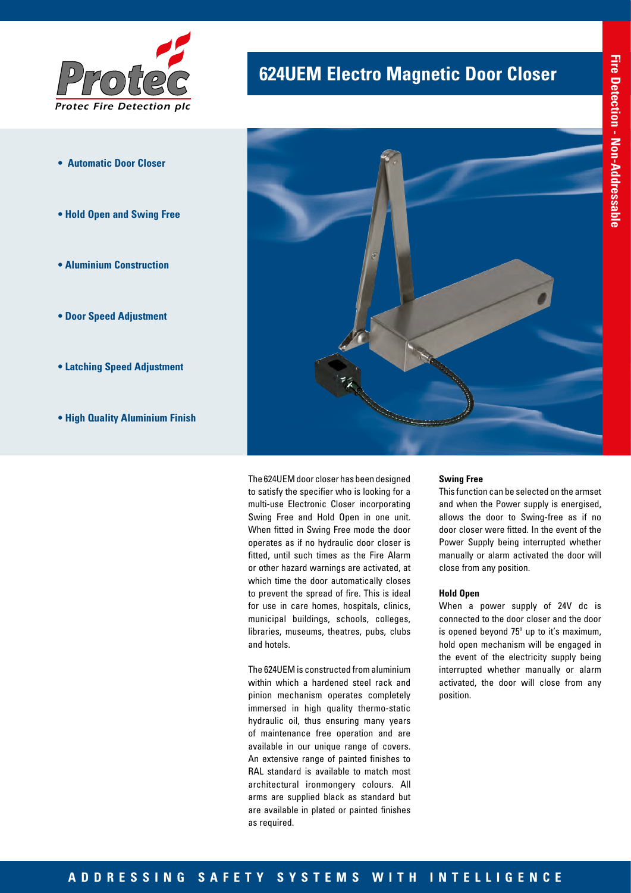# 624UEM Electro Magnetic Door Closer

Fire Detection - Non-Addressable

- **Automatic Door Closer**
- **Hold Open and Swing Free**
- **Aluminium Construction**
- **Door Speed Adjustment**
- **Latching Speed Adjustment**
- **High Quality Aluminium Finish**

The 624UEM door closer has been designed to satisfy the specifier who is looking for a multi-use Electronic Closer incorporating Swing Free and Hold Open in one unit. When fitted in Swing Free mode the door operates as if no hydraulic door closer is fitted, until such times as the Fire Alarm or other hazard warnings are activated, at which time the door automatically closes to prevent the spread of fire. This is ideal for use in care homes, hospitals, clinics, municipal buildings, schools, colleges, libraries, museums, theatres, pubs, clubs and hotels.

The 624UEM is constructed from aluminium within which a hardened steel rack and pinion mechanism operates completely immersed in high quality thermo-static hydraulic oil, thus ensuring many years of maintenance free operation and are available in our unique range of covers. An extensive range of painted finishes to RAL standard is available to match most architectural ironmongery colours. All arms are supplied black as standard but are available in plated or painted finishes as required.

**Swing Free**

This function can be selected on the armset and when the Power supply is energised, allows the door to Swing-free as if no door closer were fitted. In the event of the Power Supply being interrupted whether manually or alarm activated the door will close from any position.

**Hold Open**

When a power supply of 24V dc is connected to the door closer and the door is opened beyond 75º up to it's maximum, hold open mechanism will be engaged in the event of the electricity supply being interrupted whether manually or alarm activated, the door will close from any position.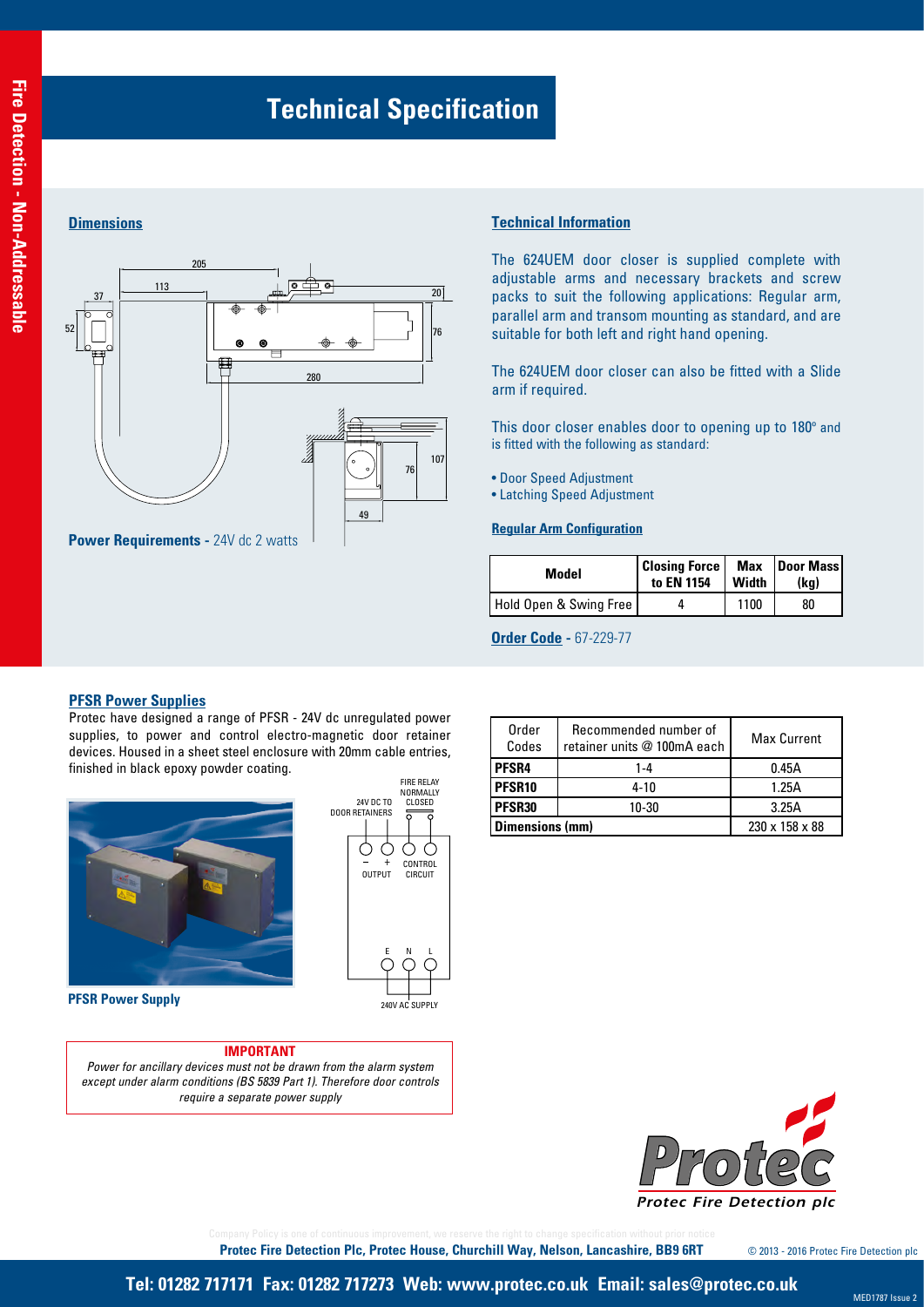# Technical Specification

## Dimensions

205
113
37
20
52
76
280
107
76
49

**Power Requirements -** 24V dc 2 watts

## Technical Information

The 624UEM door closer is supplied complete with adjustable arms and necessary brackets and screw packs to suit the following applications: Regular arm, parallel arm and transom mounting as standard, and are suitable for both left and right hand opening.

The 624UEM door closer can also be fitted with a Slide arm if required.

This door closer enables door to opening up to 180° and is fitted with the following as standard:

- Door Speed Adjustment
- Latching Speed Adjustment

### Regular Arm Configuration

| Model | Closing Force to EN 1154 | Max Width | Door Mass (kg) |
|---|---|---|---|
| Hold Open & Swing Free | 4 | 1100 | 80 |

**Order Code -** 67-229-77

## PFSR Power Supplies

Protec have designed a range of PFSR - 24V dc unregulated power supplies, to power and control electro-magnetic door retainer devices. Housed in a sheet steel enclosure with 20mm cable entries, finished in black epoxy powder coating.

24V DC TO DOOR RETAINERS
FIRE RELAY NORMALLY CLOSED
− +
OUTPUT
CONTROL CIRCUIT
E N L
240V AC SUPPLY

**PFSR Power Supply**

| Order Codes | Recommended number of retainer units @ 100mA each | Max Current |
|---|---|---|
| **PFSR4** | 1-4 | 0.45A |
| **PFSR10** | 4-10 | 1.25A |
| **PFSR30** | 10-30 | 3.25A |
| **Dimensions (mm)** | | 230 x 158 x 88 |

**IMPORTANT**

*Power for ancillary devices must not be drawn from the alarm system except under alarm conditions (BS 5839 Part 1). Therefore door controls require a separate power supply*

Protec Fire Detection plc

Company Policy is one of continuous improvement, we reserve the right to change specification without prior notice

**Protec Fire Detection Plc, Protec House, Churchill Way, Nelson, Lancashire, BB9 6RT**

© 2013 - 2016 Protec Fire Detection plc

**Tel: 01282 717171 Fax: 01282 717273 Web: www.protec.co.uk Email: sales@protec.co.uk**

MED1787 Issue 2